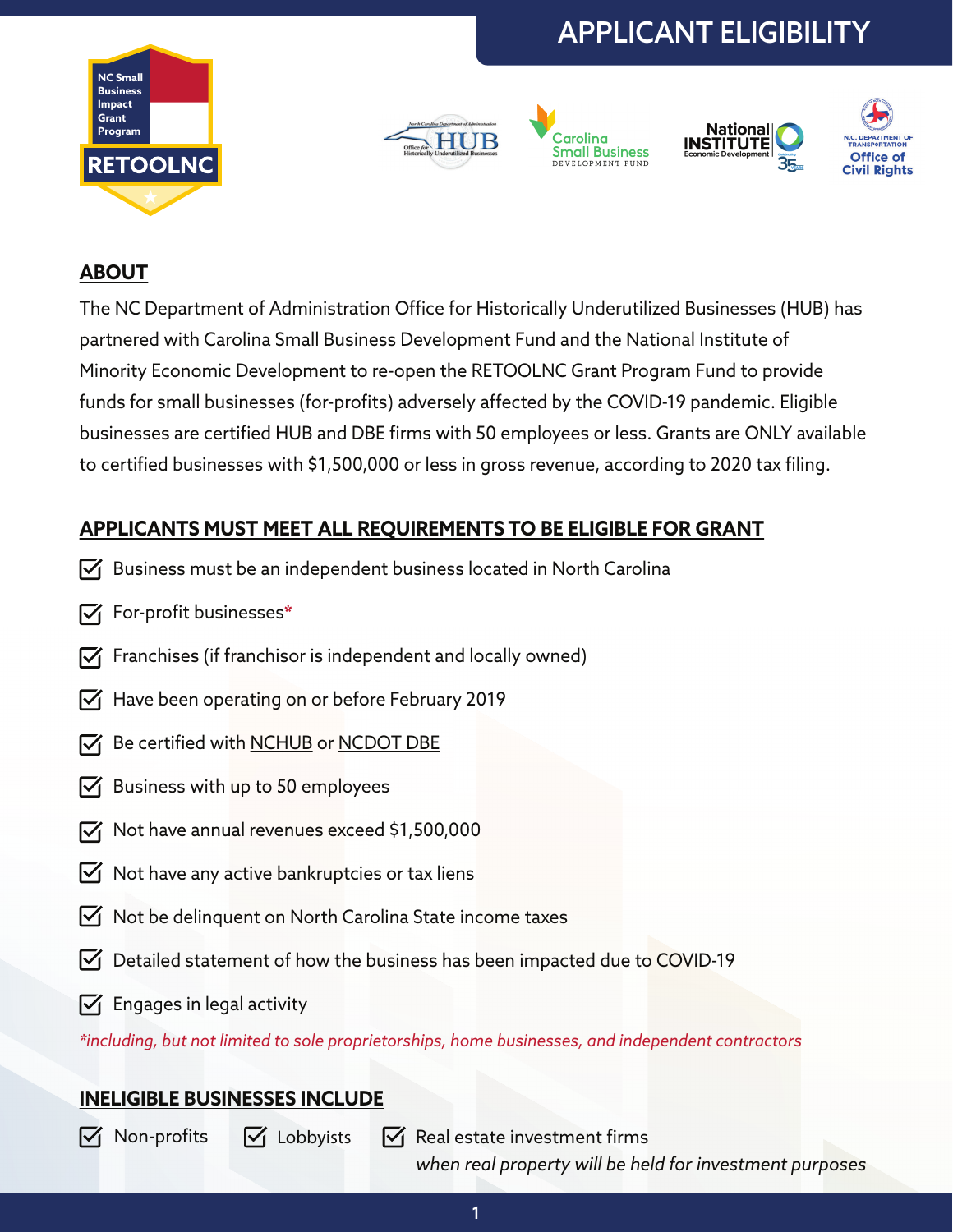# APPLICANT ELIGIBILITY

NC Small Business Impact Grant Program

RETOOLNC

## ABOUT

The NC Department of Administration Office for Historically Underutilized Businesses (HUB) has partnered with Carolina Small Business Development Fund and the National Institute of Minority Economic Development to re-open the RETOOLNC Grant Program Fund to provide funds for small businesses (for-profits) adversely affected by the COVID-19 pandemic. Eligible businesses are certified HUB and DBE firms with 50 employees or less. Grants are ONLY available to certified businesses with $1,500,000 or less in gross revenue, according to 2020 tax filing.

## APPLICANTS MUST MEET ALL REQUIREMENTS TO BE ELIGIBLE FOR GRANT

- [x] Business must be an independent business located in North Carolina
- [x] For-profit businesses*
- [x] Franchises (if franchisor is independent and locally owned)
- [x] Have been operating on or before February 2019
- [x] Be certified with NCHUB or NCDOT DBE
- [x] Business with up to 50 employees
- [x] Not have annual revenues exceed $1,500,000
- [x] Not have any active bankruptcies or tax liens
- [x] Not be delinquent on North Carolina State income taxes
- [x] Detailed statement of how the business has been impacted due to COVID-19
- [x] Engages in legal activity

*\*including, but not limited to sole proprietorships, home businesses, and independent contractors*

## INELIGIBLE BUSINESSES INCLUDE

- [x] Non-profits
- [x] Lobbyists
- [x] Real estate investment firms *when real property will be held for investment purposes*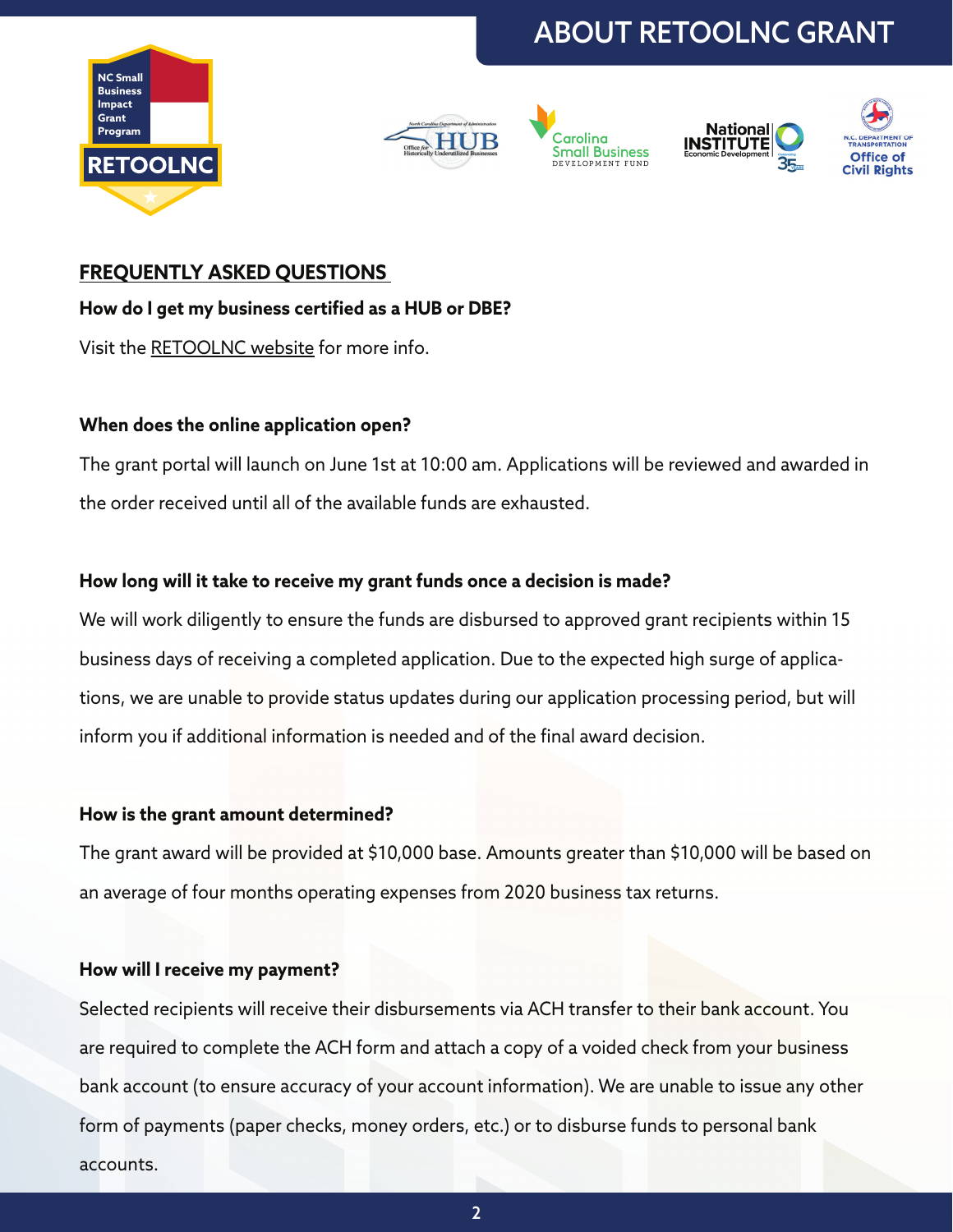## FREQUENTLY ASKED QUESTIONS

**How do I get my business certified as a HUB or DBE?**

Visit the RETOOLNC website for more info.

**When does the online application open?**

The grant portal will launch on June 1st at 10:00 am. Applications will be reviewed and awarded in the order received until all of the available funds are exhausted.

**How long will it take to receive my grant funds once a decision is made?**

We will work diligently to ensure the funds are disbursed to approved grant recipients within 15 business days of receiving a completed application. Due to the expected high surge of applications, we are unable to provide status updates during our application processing period, but will inform you if additional information is needed and of the final award decision.

**How is the grant amount determined?**

The grant award will be provided at $10,000 base. Amounts greater than $10,000 will be based on an average of four months operating expenses from 2020 business tax returns.

**How will I receive my payment?**

Selected recipients will receive their disbursements via ACH transfer to their bank account. You are required to complete the ACH form and attach a copy of a voided check from your business bank account (to ensure accuracy of your account information). We are unable to issue any other form of payments (paper checks, money orders, etc.) or to disburse funds to personal bank accounts.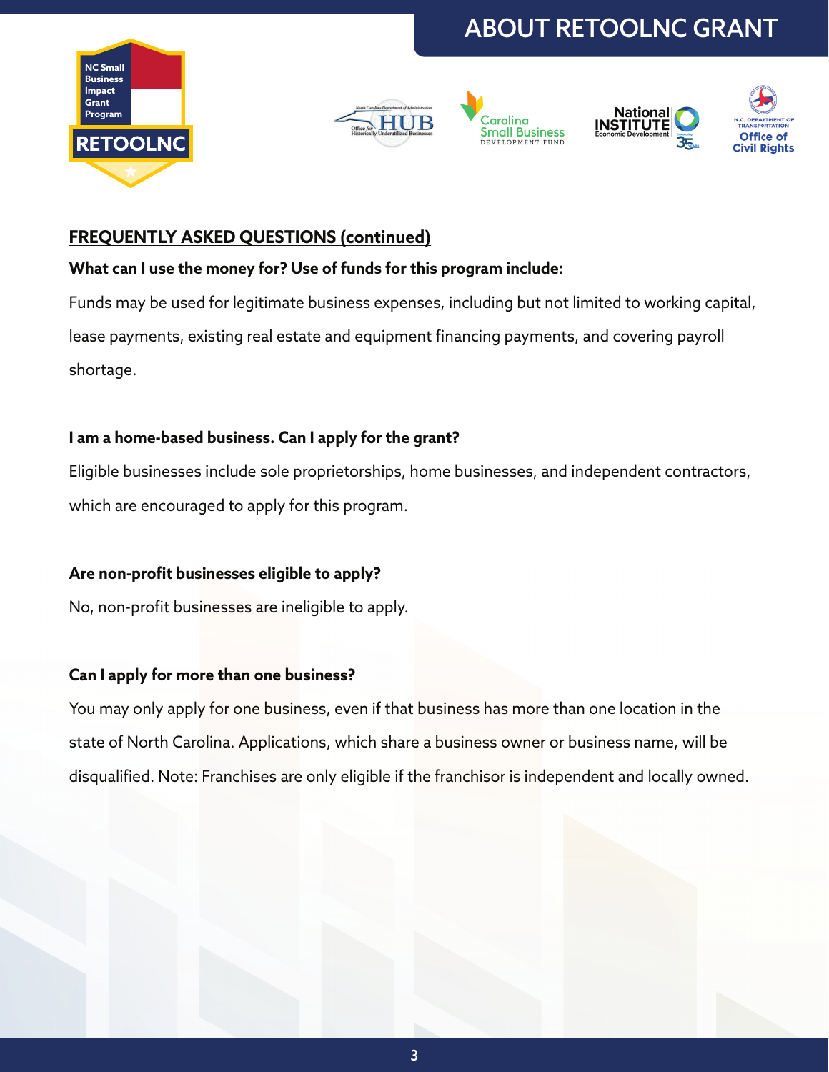## FREQUENTLY ASKED QUESTIONS (continued)

**What can I use the money for? Use of funds for this program include:**

Funds may be used for legitimate business expenses, including but not limited to working capital, lease payments, existing real estate and equipment financing payments, and covering payroll shortage.

**I am a home-based business. Can I apply for the grant?**

Eligible businesses include sole proprietorships, home businesses, and independent contractors, which are encouraged to apply for this program.

**Are non-profit businesses eligible to apply?**

No, non-profit businesses are ineligible to apply.

**Can I apply for more than one business?**

You may only apply for one business, even if that business has more than one location in the state of North Carolina. Applications, which share a business owner or business name, will be disqualified. Note: Franchises are only eligible if the franchisor is independent and locally owned.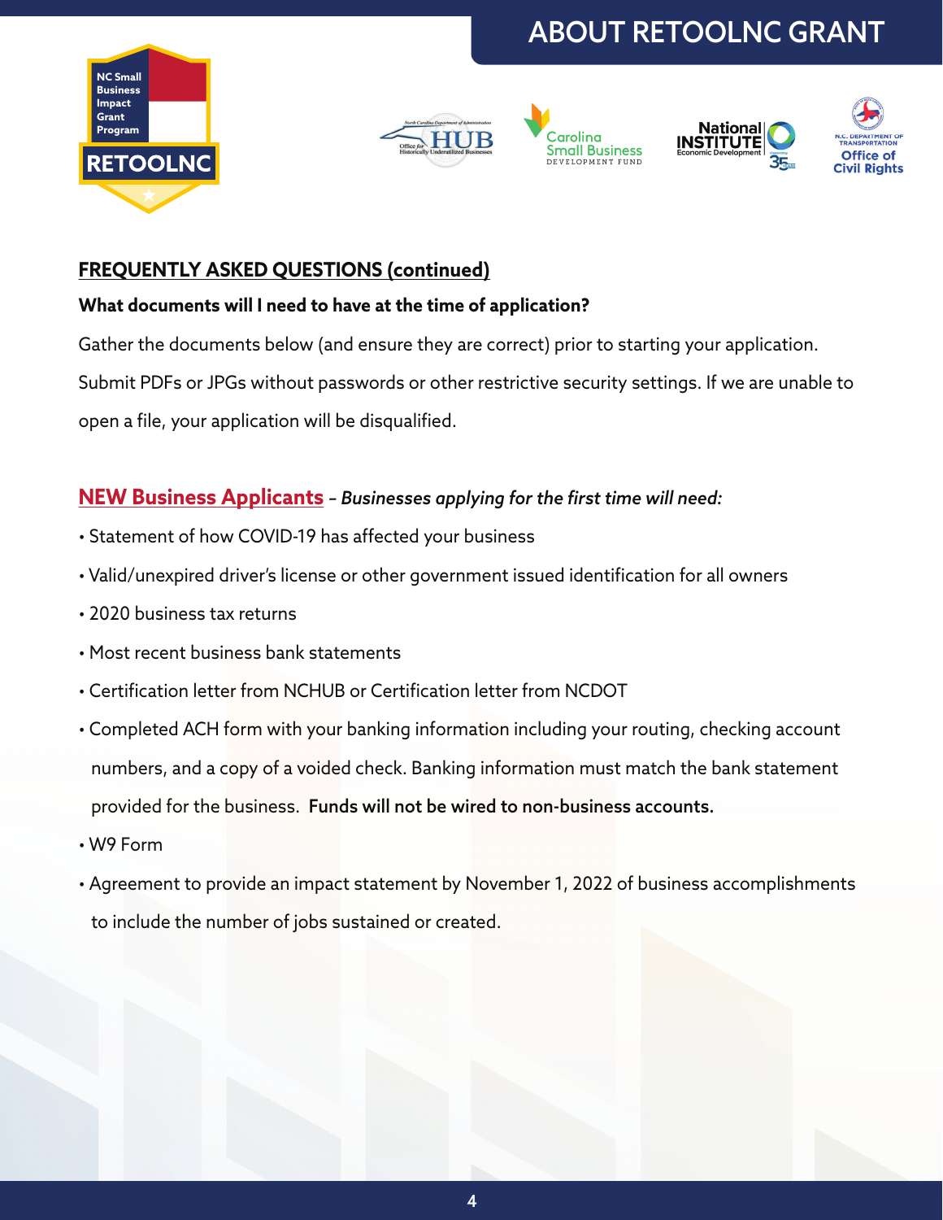## FREQUENTLY ASKED QUESTIONS (continued)

**What documents will I need to have at the time of application?**

Gather the documents below (and ensure they are correct) prior to starting your application. Submit PDFs or JPGs without passwords or other restrictive security settings. If we are unable to open a file, your application will be disqualified.

**NEW Business Applicants** – ***Businesses applying for the first time will need:***

- Statement of how COVID-19 has affected your business
- Valid/unexpired driver's license or other government issued identification for all owners
- 2020 business tax returns
- Most recent business bank statements
- Certification letter from NCHUB or Certification letter from NCDOT
- Completed ACH form with your banking information including your routing, checking account numbers, and a copy of a voided check. Banking information must match the bank statement provided for the business. **Funds will not be wired to non-business accounts.**
- W9 Form
- Agreement to provide an impact statement by November 1, 2022 of business accomplishments to include the number of jobs sustained or created.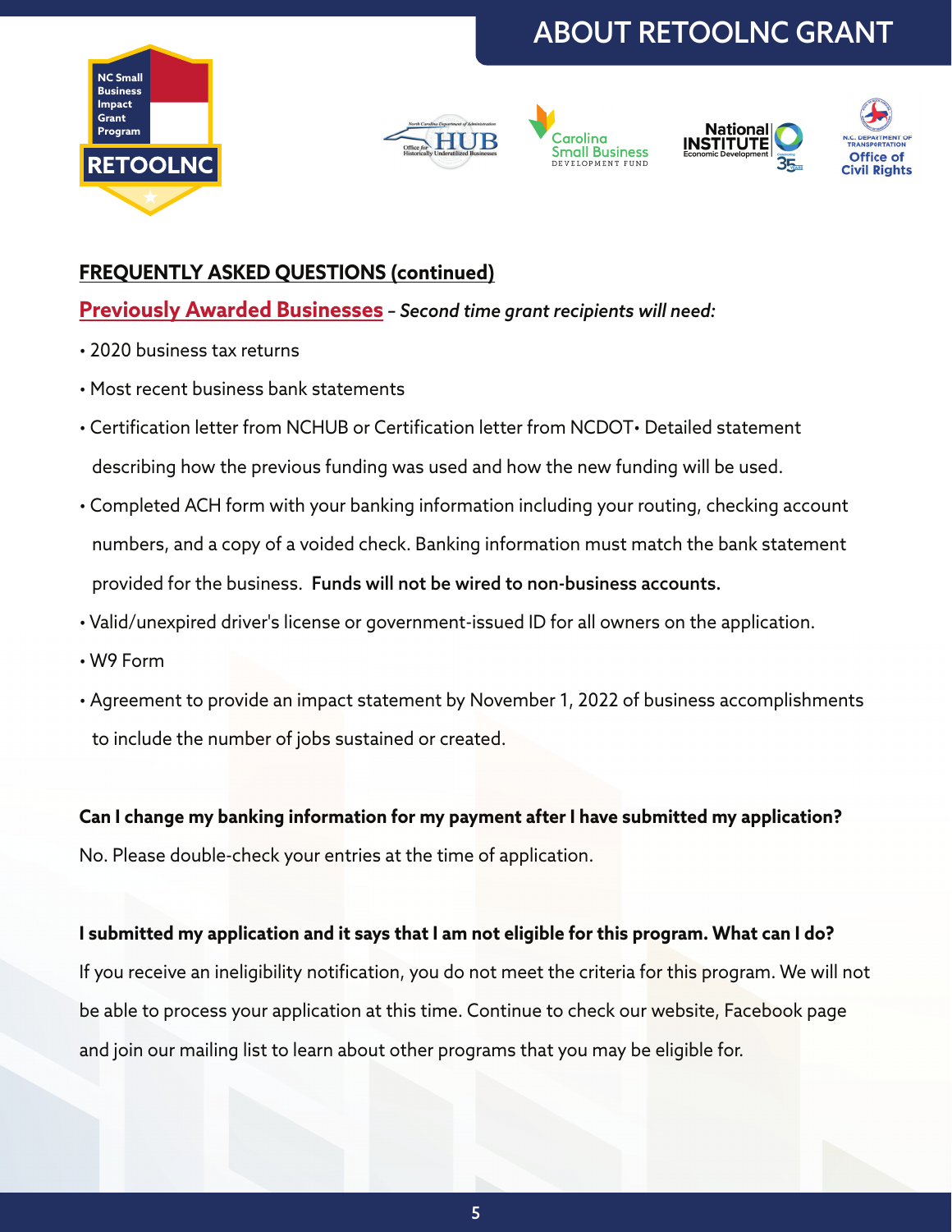## FREQUENTLY ASKED QUESTIONS (continued)

**Previously Awarded Businesses** – *Second time grant recipients will need:*

- 2020 business tax returns
- Most recent business bank statements
- Certification letter from NCHUB or Certification letter from NCDOT• Detailed statement describing how the previous funding was used and how the new funding will be used.
- Completed ACH form with your banking information including your routing, checking account numbers, and a copy of a voided check. Banking information must match the bank statement provided for the business. **Funds will not be wired to non-business accounts.**
- Valid/unexpired driver's license or government-issued ID for all owners on the application.
- W9 Form
- Agreement to provide an impact statement by November 1, 2022 of business accomplishments to include the number of jobs sustained or created.

**Can I change my banking information for my payment after I have submitted my application?**

No. Please double-check your entries at the time of application.

**I submitted my application and it says that I am not eligible for this program. What can I do?**

If you receive an ineligibility notification, you do not meet the criteria for this program. We will not be able to process your application at this time. Continue to check our website, Facebook page and join our mailing list to learn about other programs that you may be eligible for.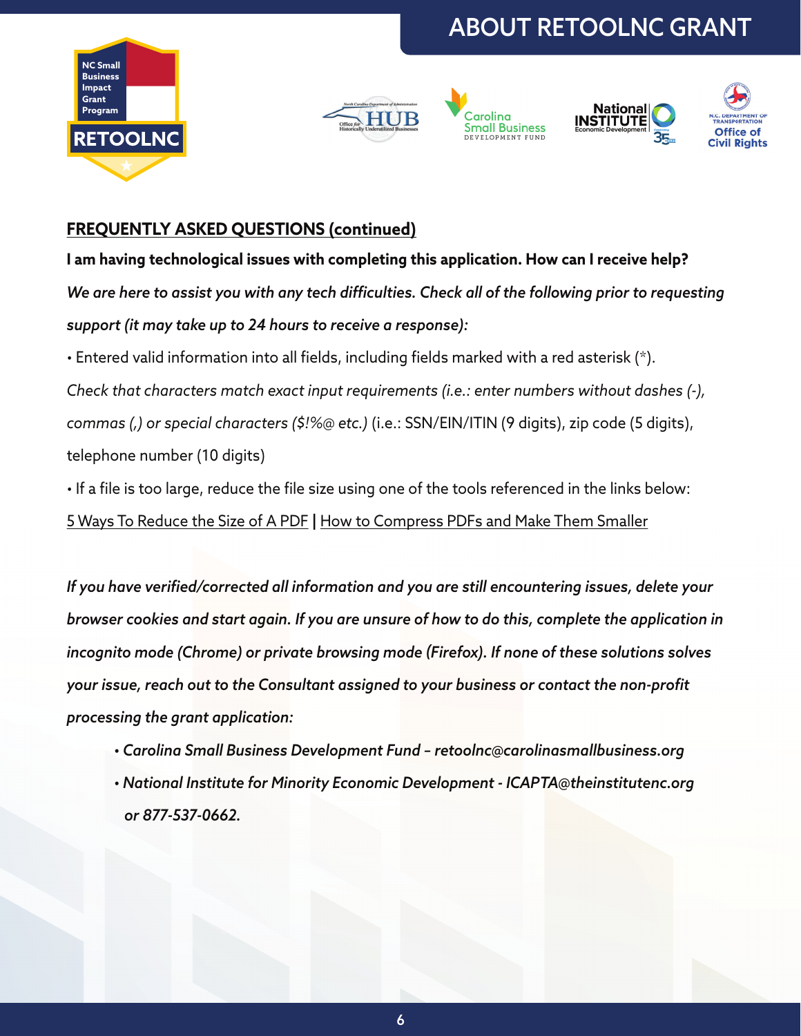# ABOUT RETOOLNC GRANT

## FREQUENTLY ASKED QUESTIONS (continued)

**I am having technological issues with completing this application. How can I receive help?**

*We are here to assist you with any tech difficulties. Check all of the following prior to requesting support (it may take up to 24 hours to receive a response):*

- Entered valid information into all fields, including fields marked with a red asterisk (*).

*Check that characters match exact input requirements (i.e.: enter numbers without dashes (-), commas (,) or special characters ($!%@ etc.)* (i.e.: SSN/EIN/ITIN (9 digits), zip code (5 digits), telephone number (10 digits)

- If a file is too large, reduce the file size using one of the tools referenced in the links below:

5 Ways To Reduce the Size of A PDF | How to Compress PDFs and Make Them Smaller

*If you have verified/corrected all information and you are still encountering issues, delete your browser cookies and start again. If you are unsure of how to do this, complete the application in incognito mode (Chrome) or private browsing mode (Firefox). If none of these solutions solves your issue, reach out to the Consultant assigned to your business or contact the non-profit processing the grant application:*

- *Carolina Small Business Development Fund – retoolnc@carolinasmallbusiness.org*
- *National Institute for Minority Economic Development - ICAPTA@theinstitutenc.org or 877-537-0662.*